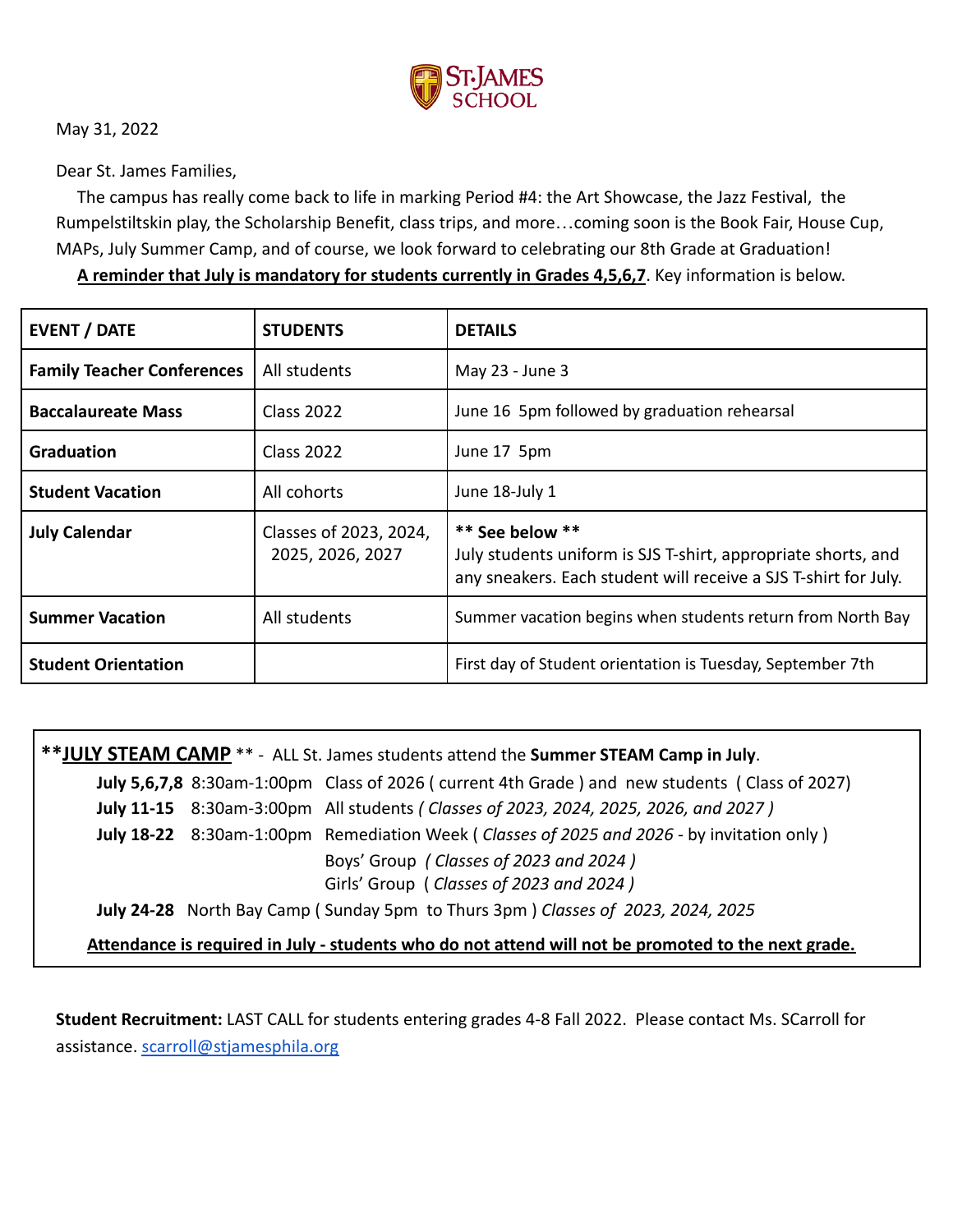ST. JAMES SCHOOL

May 31, 2022

Dear St. James Families,

The campus has really come back to life in marking Period #4: the Art Showcase, the Jazz Festival, the Rumpelstiltskin play, the Scholarship Benefit, class trips, and more…coming soon is the Book Fair, House Cup, MAPs, July Summer Camp, and of course, we look forward to celebrating our 8th Grade at Graduation!

**A reminder that July is mandatory for students currently in Grades 4,5,6,7**. Key information is below.

| EVENT / DATE | STUDENTS | DETAILS |
|---|---|---|
| **Family Teacher Conferences** | All students | May 23 - June 3 |
| **Baccalaureate Mass** | Class 2022 | June 16 5pm followed by graduation rehearsal |
| **Graduation** | Class 2022 | June 17 5pm |
| **Student Vacation** | All cohorts | June 18-July 1 |
| **July Calendar** | Classes of 2023, 2024, 2025, 2026, 2027 | **\*\* See below \*\*** July students uniform is SJS T-shirt, appropriate shorts, and any sneakers. Each student will receive a SJS T-shirt for July. |
| **Summer Vacation** | All students | Summer vacation begins when students return from North Bay |
| **Student Orientation** | | First day of Student orientation is Tuesday, September 7th |

**\*\*JULY STEAM CAMP** \*\* - ALL St. James students attend the **Summer STEAM Camp in July**.

**July 5,6,7,8** 8:30am-1:00pm Class of 2026 ( current 4th Grade ) and new students ( Class of 2027)

**July 11-15** 8:30am-3:00pm All students *( Classes of 2023, 2024, 2025, 2026, and 2027 )*

**July 18-22** 8:30am-1:00pm Remediation Week ( *Classes of 2025 and 2026* - by invitation only )
Boys' Group *( Classes of 2023 and 2024 )*
Girls' Group ( *Classes of 2023 and 2024 )*

**July 24-28** North Bay Camp ( Sunday 5pm to Thurs 3pm ) *Classes of 2023, 2024, 2025*

**Attendance is required in July - students who do not attend will not be promoted to the next grade.**

**Student Recruitment:** LAST CALL for students entering grades 4-8 Fall 2022. Please contact Ms. SCarroll for assistance. scarroll@stjamesphila.org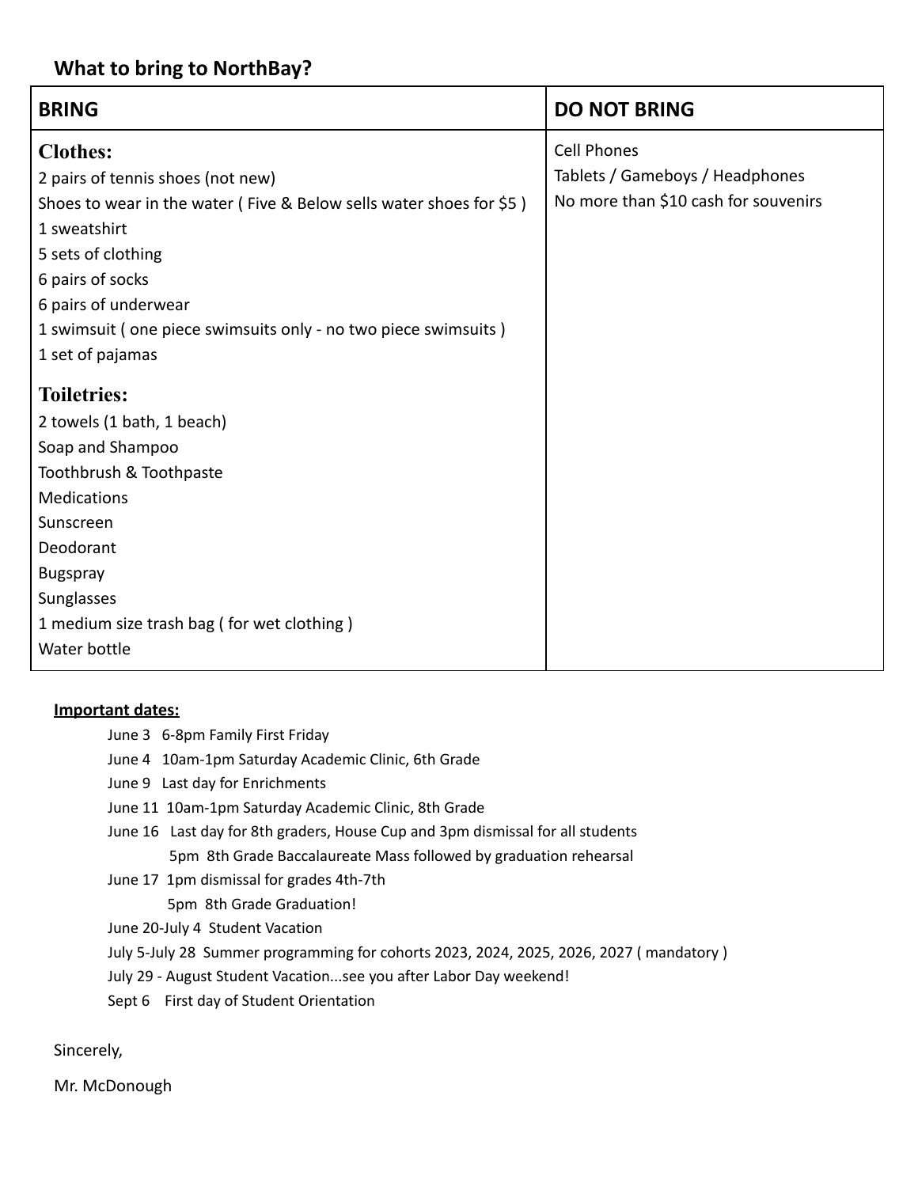## What to bring to NorthBay?

| BRING | DO NOT BRING |
|---|---|
| **Clothes:**<br>2 pairs of tennis shoes (not new)<br>Shoes to wear in the water ( Five & Below sells water shoes for $5 )<br>1 sweatshirt<br>5 sets of clothing<br>6 pairs of socks<br>6 pairs of underwear<br>1 swimsuit ( one piece swimsuits only - no two piece swimsuits )<br>1 set of pajamas<br>**Toiletries:**<br>2 towels (1 bath, 1 beach)<br>Soap and Shampoo<br>Toothbrush & Toothpaste<br>Medications<br>Sunscreen<br>Deodorant<br>Bugspray<br>Sunglasses<br>1 medium size trash bag ( for wet clothing )<br>Water bottle | Cell Phones<br>Tablets / Gameboys / Headphones<br>No more than $10 cash for souvenirs |

**Important dates:**

June 3 6-8pm Family First Friday
June 4 10am-1pm Saturday Academic Clinic, 6th Grade
June 9 Last day for Enrichments
June 11 10am-1pm Saturday Academic Clinic, 8th Grade
June 16 Last day for 8th graders, House Cup and 3pm dismissal for all students
5pm 8th Grade Baccalaureate Mass followed by graduation rehearsal
June 17 1pm dismissal for grades 4th-7th
5pm 8th Grade Graduation!
June 20-July 4 Student Vacation
July 5-July 28 Summer programming for cohorts 2023, 2024, 2025, 2026, 2027 ( mandatory )
July 29 - August Student Vacation...see you after Labor Day weekend!
Sept 6 First day of Student Orientation

Sincerely,

Mr. McDonough